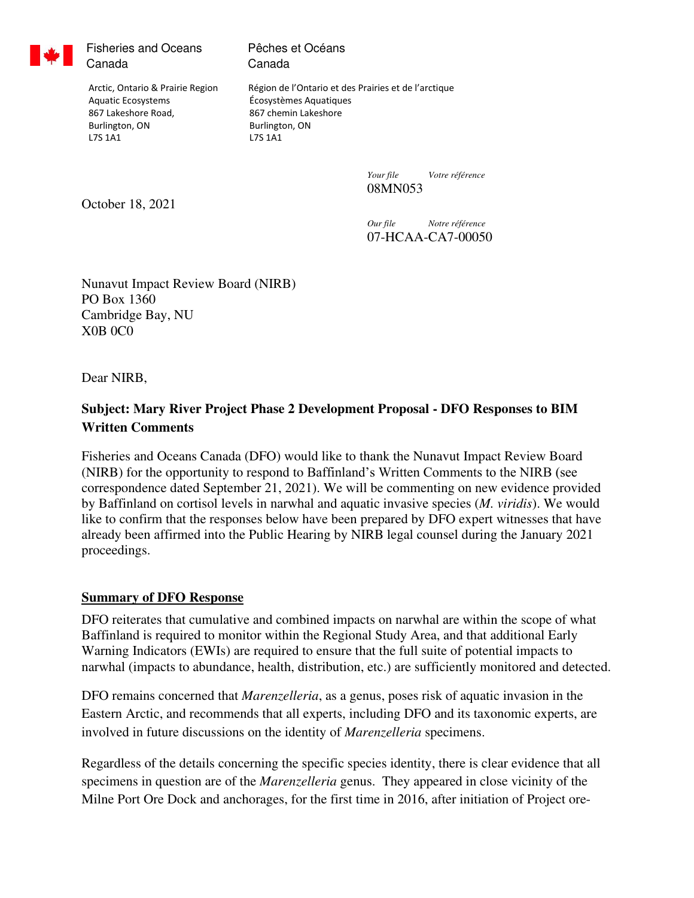Fisheries and Oceans Canada | Pêches et Océans Canada

Arctic, Ontario & Prairie Region
Aquatic Ecosystems
867 Lakeshore Road,
Burlington, ON
L7S 1A1

Région de l'Ontario et des Prairies et de l'arctique
Écosystèmes Aquatiques
867 chemin Lakeshore
Burlington, ON
L7S 1A1

*Your file* *Votre référence*
08MN053

October 18, 2021

*Our file* *Notre référence*
07-HCAA-CA7-00050

Nunavut Impact Review Board (NIRB)
PO Box 1360
Cambridge Bay, NU
X0B 0C0

Dear NIRB,

**Subject: Mary River Project Phase 2 Development Proposal - DFO Responses to BIM Written Comments**

Fisheries and Oceans Canada (DFO) would like to thank the Nunavut Impact Review Board (NIRB) for the opportunity to respond to Baffinland's Written Comments to the NIRB (see correspondence dated September 21, 2021). We will be commenting on new evidence provided by Baffinland on cortisol levels in narwhal and aquatic invasive species (*M. viridis*). We would like to confirm that the responses below have been prepared by DFO expert witnesses that have already been affirmed into the Public Hearing by NIRB legal counsel during the January 2021 proceedings.

## Summary of DFO Response

DFO reiterates that cumulative and combined impacts on narwhal are within the scope of what Baffinland is required to monitor within the Regional Study Area, and that additional Early Warning Indicators (EWIs) are required to ensure that the full suite of potential impacts to narwhal (impacts to abundance, health, distribution, etc.) are sufficiently monitored and detected.

DFO remains concerned that *Marenzelleria*, as a genus, poses risk of aquatic invasion in the Eastern Arctic, and recommends that all experts, including DFO and its taxonomic experts, are involved in future discussions on the identity of *Marenzelleria* specimens.

Regardless of the details concerning the specific species identity, there is clear evidence that all specimens in question are of the *Marenzelleria* genus. They appeared in close vicinity of the Milne Port Ore Dock and anchorages, for the first time in 2016, after initiation of Project ore-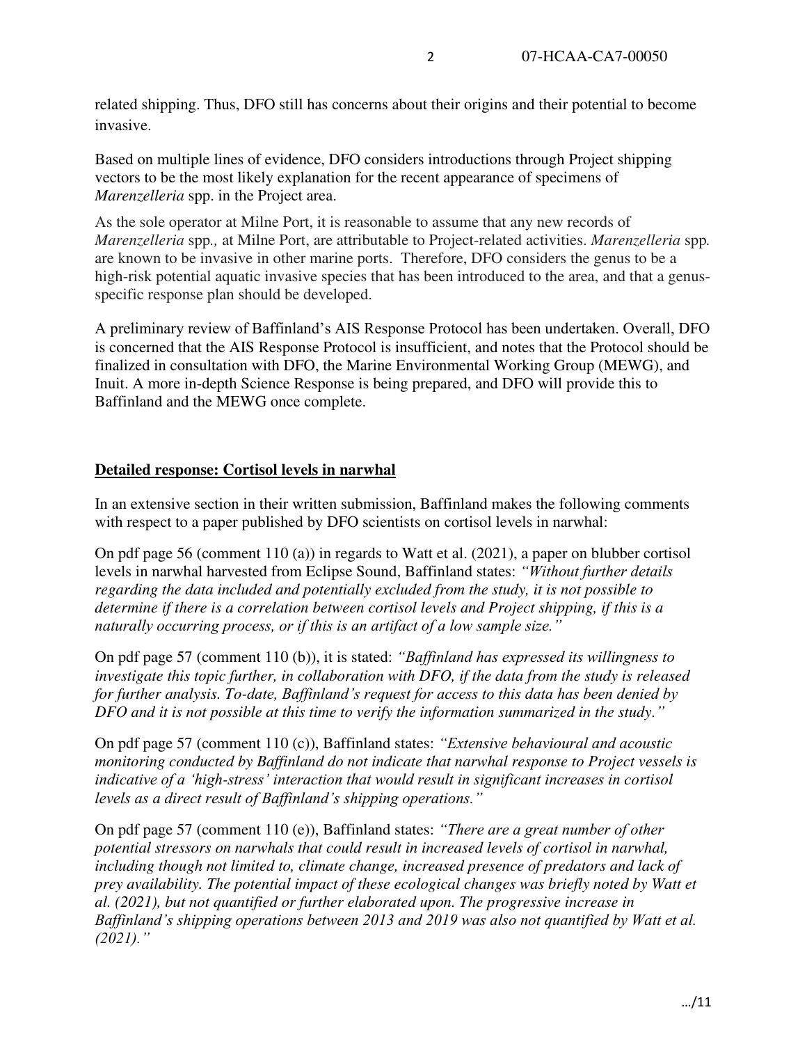related shipping. Thus, DFO still has concerns about their origins and their potential to become invasive.

Based on multiple lines of evidence, DFO considers introductions through Project shipping vectors to be the most likely explanation for the recent appearance of specimens of *Marenzelleria* spp. in the Project area.

As the sole operator at Milne Port, it is reasonable to assume that any new records of *Marenzelleria* spp*.,* at Milne Port, are attributable to Project-related activities. *Marenzelleria* spp*.* are known to be invasive in other marine ports. Therefore, DFO considers the genus to be a high-risk potential aquatic invasive species that has been introduced to the area, and that a genus-specific response plan should be developed.

A preliminary review of Baffinland's AIS Response Protocol has been undertaken. Overall, DFO is concerned that the AIS Response Protocol is insufficient, and notes that the Protocol should be finalized in consultation with DFO, the Marine Environmental Working Group (MEWG), and Inuit. A more in-depth Science Response is being prepared, and DFO will provide this to Baffinland and the MEWG once complete.

**Detailed response: Cortisol levels in narwhal**

In an extensive section in their written submission, Baffinland makes the following comments with respect to a paper published by DFO scientists on cortisol levels in narwhal:

On pdf page 56 (comment 110 (a)) in regards to Watt et al. (2021), a paper on blubber cortisol levels in narwhal harvested from Eclipse Sound, Baffinland states: *"Without further details regarding the data included and potentially excluded from the study, it is not possible to determine if there is a correlation between cortisol levels and Project shipping, if this is a naturally occurring process, or if this is an artifact of a low sample size."*

On pdf page 57 (comment 110 (b)), it is stated: *"Baffinland has expressed its willingness to investigate this topic further, in collaboration with DFO, if the data from the study is released for further analysis. To-date, Baffinland's request for access to this data has been denied by DFO and it is not possible at this time to verify the information summarized in the study."*

On pdf page 57 (comment 110 (c)), Baffinland states: *"Extensive behavioural and acoustic monitoring conducted by Baffinland do not indicate that narwhal response to Project vessels is indicative of a 'high-stress' interaction that would result in significant increases in cortisol levels as a direct result of Baffinland's shipping operations."*

On pdf page 57 (comment 110 (e)), Baffinland states: *"There are a great number of other potential stressors on narwhals that could result in increased levels of cortisol in narwhal, including though not limited to, climate change, increased presence of predators and lack of prey availability. The potential impact of these ecological changes was briefly noted by Watt et al. (2021), but not quantified or further elaborated upon. The progressive increase in Baffinland's shipping operations between 2013 and 2019 was also not quantified by Watt et al. (2021)."*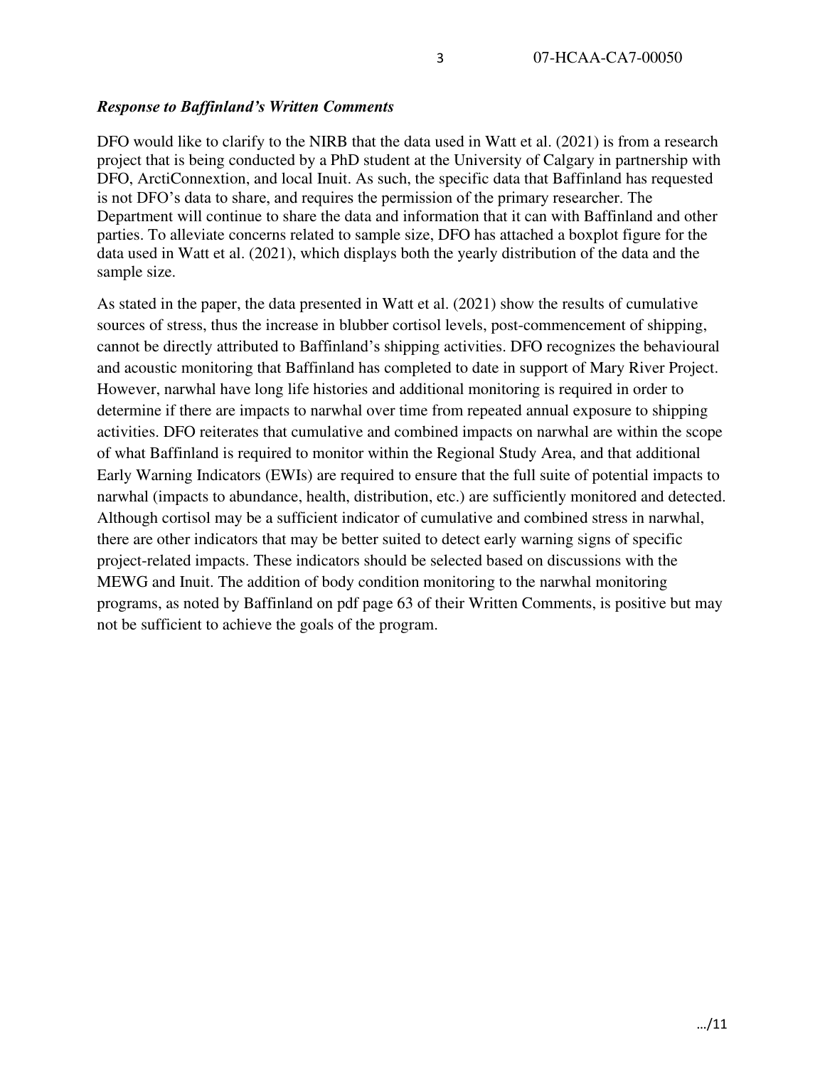***Response to Baffinland's Written Comments***

DFO would like to clarify to the NIRB that the data used in Watt et al. (2021) is from a research project that is being conducted by a PhD student at the University of Calgary in partnership with DFO, ArctiConnextion, and local Inuit. As such, the specific data that Baffinland has requested is not DFO's data to share, and requires the permission of the primary researcher. The Department will continue to share the data and information that it can with Baffinland and other parties. To alleviate concerns related to sample size, DFO has attached a boxplot figure for the data used in Watt et al. (2021), which displays both the yearly distribution of the data and the sample size.

As stated in the paper, the data presented in Watt et al. (2021) show the results of cumulative sources of stress, thus the increase in blubber cortisol levels, post-commencement of shipping, cannot be directly attributed to Baffinland's shipping activities. DFO recognizes the behavioural and acoustic monitoring that Baffinland has completed to date in support of Mary River Project. However, narwhal have long life histories and additional monitoring is required in order to determine if there are impacts to narwhal over time from repeated annual exposure to shipping activities. DFO reiterates that cumulative and combined impacts on narwhal are within the scope of what Baffinland is required to monitor within the Regional Study Area, and that additional Early Warning Indicators (EWIs) are required to ensure that the full suite of potential impacts to narwhal (impacts to abundance, health, distribution, etc.) are sufficiently monitored and detected. Although cortisol may be a sufficient indicator of cumulative and combined stress in narwhal, there are other indicators that may be better suited to detect early warning signs of specific project-related impacts. These indicators should be selected based on discussions with the MEWG and Inuit. The addition of body condition monitoring to the narwhal monitoring programs, as noted by Baffinland on pdf page 63 of their Written Comments, is positive but may not be sufficient to achieve the goals of the program.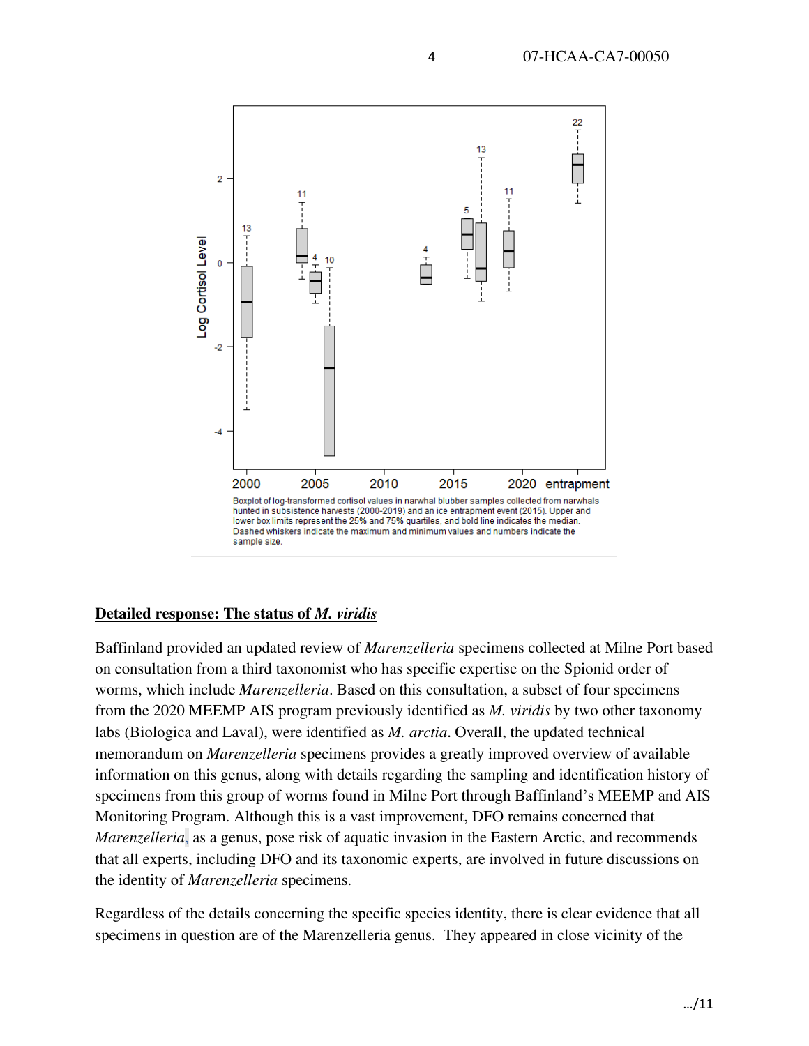Boxplot of log-transformed cortisol values in narwhal blubber samples collected from narwhals hunted in subsistence harvests (2000-2019) and an ice entrapment event (2015). Upper and lower box limits represent the 25% and 75% quartiles, and bold line indicates the median. Dashed whiskers indicate the maximum and minimum values and numbers indicate the sample size.

**Detailed response: The status of *M. viridis***

Baffinland provided an updated review of *Marenzelleria* specimens collected at Milne Port based on consultation from a third taxonomist who has specific expertise on the Spionid order of worms, which include *Marenzelleria*. Based on this consultation, a subset of four specimens from the 2020 MEEMP AIS program previously identified as *M. viridis* by two other taxonomy labs (Biologica and Laval), were identified as *M. arctia*. Overall, the updated technical memorandum on *Marenzelleria* specimens provides a greatly improved overview of available information on this genus, along with details regarding the sampling and identification history of specimens from this group of worms found in Milne Port through Baffinland's MEEMP and AIS Monitoring Program. Although this is a vast improvement, DFO remains concerned that *Marenzelleria*, as a genus, pose risk of aquatic invasion in the Eastern Arctic, and recommends that all experts, including DFO and its taxonomic experts, are involved in future discussions on the identity of *Marenzelleria* specimens.

Regardless of the details concerning the specific species identity, there is clear evidence that all specimens in question are of the Marenzelleria genus. They appeared in close vicinity of the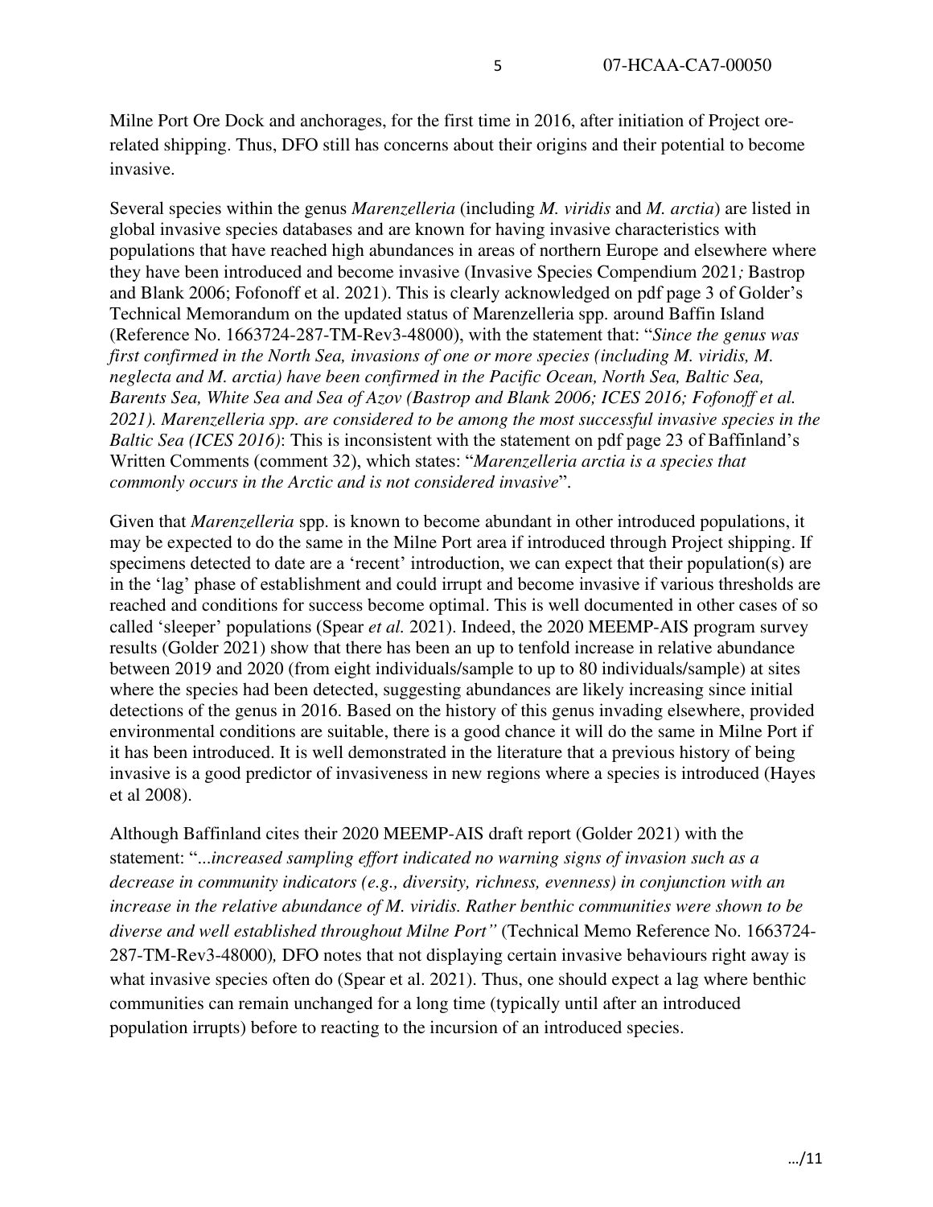Milne Port Ore Dock and anchorages, for the first time in 2016, after initiation of Project ore-related shipping. Thus, DFO still has concerns about their origins and their potential to become invasive.

Several species within the genus *Marenzelleria* (including *M. viridis* and *M. arctia*) are listed in global invasive species databases and are known for having invasive characteristics with populations that have reached high abundances in areas of northern Europe and elsewhere where they have been introduced and become invasive (Invasive Species Compendium 2021*;* Bastrop and Blank 2006; Fofonoff et al. 2021). This is clearly acknowledged on pdf page 3 of Golder's Technical Memorandum on the updated status of Marenzelleria spp. around Baffin Island (Reference No. 1663724-287-TM-Rev3-48000), with the statement that: "*Since the genus was first confirmed in the North Sea, invasions of one or more species (including M. viridis, M. neglecta and M. arctia) have been confirmed in the Pacific Ocean, North Sea, Baltic Sea, Barents Sea, White Sea and Sea of Azov (Bastrop and Blank 2006; ICES 2016; Fofonoff et al. 2021). Marenzelleria spp. are considered to be among the most successful invasive species in the Baltic Sea (ICES 2016)*: This is inconsistent with the statement on pdf page 23 of Baffinland's Written Comments (comment 32), which states: "*Marenzelleria arctia is a species that commonly occurs in the Arctic and is not considered invasive*".

Given that *Marenzelleria* spp. is known to become abundant in other introduced populations, it may be expected to do the same in the Milne Port area if introduced through Project shipping. If specimens detected to date are a 'recent' introduction, we can expect that their population(s) are in the 'lag' phase of establishment and could irrupt and become invasive if various thresholds are reached and conditions for success become optimal. This is well documented in other cases of so called 'sleeper' populations (Spear *et al.* 2021). Indeed, the 2020 MEEMP-AIS program survey results (Golder 2021) show that there has been an up to tenfold increase in relative abundance between 2019 and 2020 (from eight individuals/sample to up to 80 individuals/sample) at sites where the species had been detected, suggesting abundances are likely increasing since initial detections of the genus in 2016. Based on the history of this genus invading elsewhere, provided environmental conditions are suitable, there is a good chance it will do the same in Milne Port if it has been introduced. It is well demonstrated in the literature that a previous history of being invasive is a good predictor of invasiveness in new regions where a species is introduced (Hayes et al 2008).

Although Baffinland cites their 2020 MEEMP-AIS draft report (Golder 2021) with the statement: "*...increased sampling effort indicated no warning signs of invasion such as a decrease in community indicators (e.g., diversity, richness, evenness) in conjunction with an increase in the relative abundance of M. viridis. Rather benthic communities were shown to be diverse and well established throughout Milne Port"* (Technical Memo Reference No. 1663724-287-TM-Rev3-48000)*,* DFO notes that not displaying certain invasive behaviours right away is what invasive species often do (Spear et al. 2021). Thus, one should expect a lag where benthic communities can remain unchanged for a long time (typically until after an introduced population irrupts) before to reacting to the incursion of an introduced species.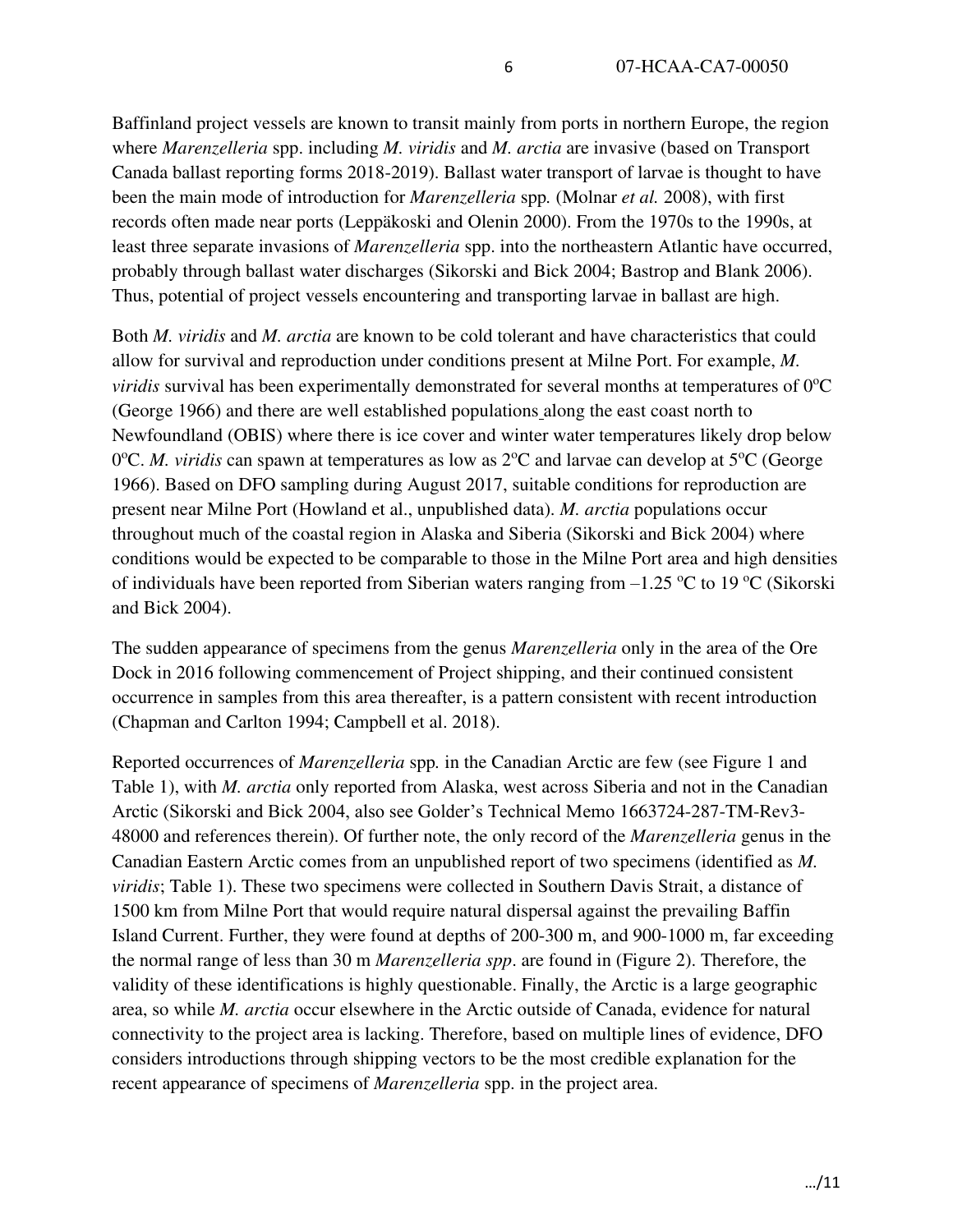Baffinland project vessels are known to transit mainly from ports in northern Europe, the region where *Marenzelleria* spp. including *M. viridis* and *M. arctia* are invasive (based on Transport Canada ballast reporting forms 2018-2019). Ballast water transport of larvae is thought to have been the main mode of introduction for *Marenzelleria* spp. (Molnar *et al.* 2008), with first records often made near ports (Leppäkoski and Olenin 2000). From the 1970s to the 1990s, at least three separate invasions of *Marenzelleria* spp. into the northeastern Atlantic have occurred, probably through ballast water discharges (Sikorski and Bick 2004; Bastrop and Blank 2006). Thus, potential of project vessels encountering and transporting larvae in ballast are high.

Both *M. viridis* and *M. arctia* are known to be cold tolerant and have characteristics that could allow for survival and reproduction under conditions present at Milne Port. For example, *M. viridis* survival has been experimentally demonstrated for several months at temperatures of 0°C (George 1966) and there are well established populations along the east coast north to Newfoundland (OBIS) where there is ice cover and winter water temperatures likely drop below 0°C. *M. viridis* can spawn at temperatures as low as 2°C and larvae can develop at 5°C (George 1966). Based on DFO sampling during August 2017, suitable conditions for reproduction are present near Milne Port (Howland et al., unpublished data). *M. arctia* populations occur throughout much of the coastal region in Alaska and Siberia (Sikorski and Bick 2004) where conditions would be expected to be comparable to those in the Milne Port area and high densities of individuals have been reported from Siberian waters ranging from –1.25 °C to 19 °C (Sikorski and Bick 2004).

The sudden appearance of specimens from the genus *Marenzelleria* only in the area of the Ore Dock in 2016 following commencement of Project shipping, and their continued consistent occurrence in samples from this area thereafter, is a pattern consistent with recent introduction (Chapman and Carlton 1994; Campbell et al. 2018).

Reported occurrences of *Marenzelleria* spp. in the Canadian Arctic are few (see Figure 1 and Table 1), with *M. arctia* only reported from Alaska, west across Siberia and not in the Canadian Arctic (Sikorski and Bick 2004, also see Golder's Technical Memo 1663724-287-TM-Rev3-48000 and references therein). Of further note, the only record of the *Marenzelleria* genus in the Canadian Eastern Arctic comes from an unpublished report of two specimens (identified as *M. viridis*; Table 1). These two specimens were collected in Southern Davis Strait, a distance of 1500 km from Milne Port that would require natural dispersal against the prevailing Baffin Island Current. Further, they were found at depths of 200-300 m, and 900-1000 m, far exceeding the normal range of less than 30 m *Marenzelleria spp*. are found in (Figure 2). Therefore, the validity of these identifications is highly questionable. Finally, the Arctic is a large geographic area, so while *M. arctia* occur elsewhere in the Arctic outside of Canada, evidence for natural connectivity to the project area is lacking. Therefore, based on multiple lines of evidence, DFO considers introductions through shipping vectors to be the most credible explanation for the recent appearance of specimens of *Marenzelleria* spp. in the project area.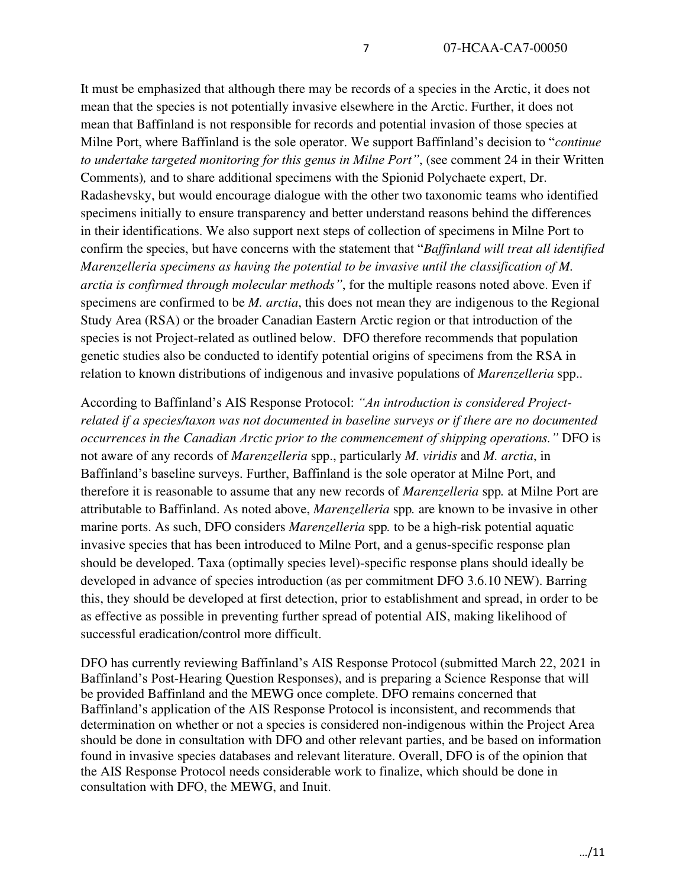It must be emphasized that although there may be records of a species in the Arctic, it does not mean that the species is not potentially invasive elsewhere in the Arctic. Further, it does not mean that Baffinland is not responsible for records and potential invasion of those species at Milne Port, where Baffinland is the sole operator. We support Baffinland's decision to "*continue to undertake targeted monitoring for this genus in Milne Port"*, (see comment 24 in their Written Comments)*,* and to share additional specimens with the Spionid Polychaete expert, Dr. Radashevsky, but would encourage dialogue with the other two taxonomic teams who identified specimens initially to ensure transparency and better understand reasons behind the differences in their identifications. We also support next steps of collection of specimens in Milne Port to confirm the species, but have concerns with the statement that "*Baffinland will treat all identified Marenzelleria specimens as having the potential to be invasive until the classification of M. arctia is confirmed through molecular methods"*, for the multiple reasons noted above. Even if specimens are confirmed to be *M. arctia*, this does not mean they are indigenous to the Regional Study Area (RSA) or the broader Canadian Eastern Arctic region or that introduction of the species is not Project-related as outlined below. DFO therefore recommends that population genetic studies also be conducted to identify potential origins of specimens from the RSA in relation to known distributions of indigenous and invasive populations of *Marenzelleria* spp..

According to Baffinland's AIS Response Protocol: *"An introduction is considered Project-related if a species/taxon was not documented in baseline surveys or if there are no documented occurrences in the Canadian Arctic prior to the commencement of shipping operations."* DFO is not aware of any records of *Marenzelleria* spp., particularly *M. viridis* and *M. arctia*, in Baffinland's baseline surveys. Further, Baffinland is the sole operator at Milne Port, and therefore it is reasonable to assume that any new records of *Marenzelleria* spp*.* at Milne Port are attributable to Baffinland. As noted above, *Marenzelleria* spp*.* are known to be invasive in other marine ports. As such, DFO considers *Marenzelleria* spp*.* to be a high-risk potential aquatic invasive species that has been introduced to Milne Port, and a genus-specific response plan should be developed. Taxa (optimally species level)-specific response plans should ideally be developed in advance of species introduction (as per commitment DFO 3.6.10 NEW). Barring this, they should be developed at first detection, prior to establishment and spread, in order to be as effective as possible in preventing further spread of potential AIS, making likelihood of successful eradication/control more difficult.

DFO has currently reviewing Baffinland's AIS Response Protocol (submitted March 22, 2021 in Baffinland's Post-Hearing Question Responses), and is preparing a Science Response that will be provided Baffinland and the MEWG once complete. DFO remains concerned that Baffinland's application of the AIS Response Protocol is inconsistent, and recommends that determination on whether or not a species is considered non-indigenous within the Project Area should be done in consultation with DFO and other relevant parties, and be based on information found in invasive species databases and relevant literature. Overall, DFO is of the opinion that the AIS Response Protocol needs considerable work to finalize, which should be done in consultation with DFO, the MEWG, and Inuit.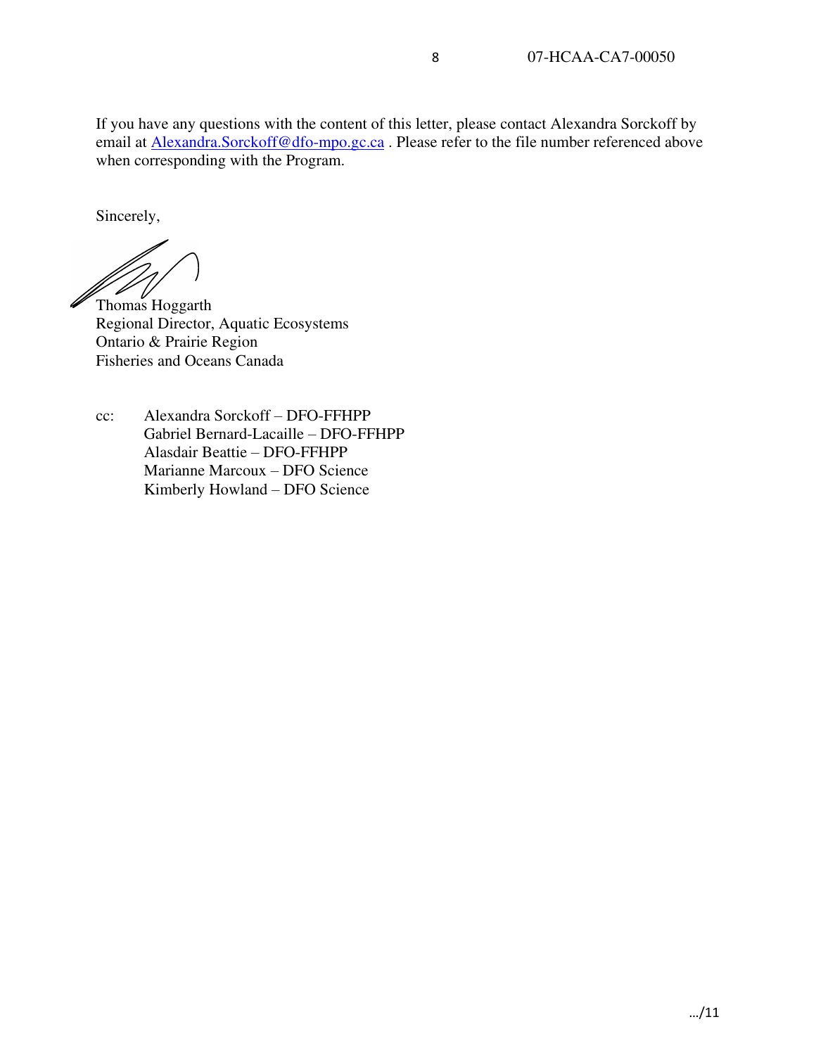If you have any questions with the content of this letter, please contact Alexandra Sorckoff by email at Alexandra.Sorckoff@dfo-mpo.gc.ca . Please refer to the file number referenced above when corresponding with the Program.

Sincerely,

Thomas Hoggarth
Regional Director, Aquatic Ecosystems
Ontario & Prairie Region
Fisheries and Oceans Canada

cc: Alexandra Sorckoff – DFO-FFHPP
Gabriel Bernard-Lacaille – DFO-FFHPP
Alasdair Beattie – DFO-FFHPP
Marianne Marcoux – DFO Science
Kimberly Howland – DFO Science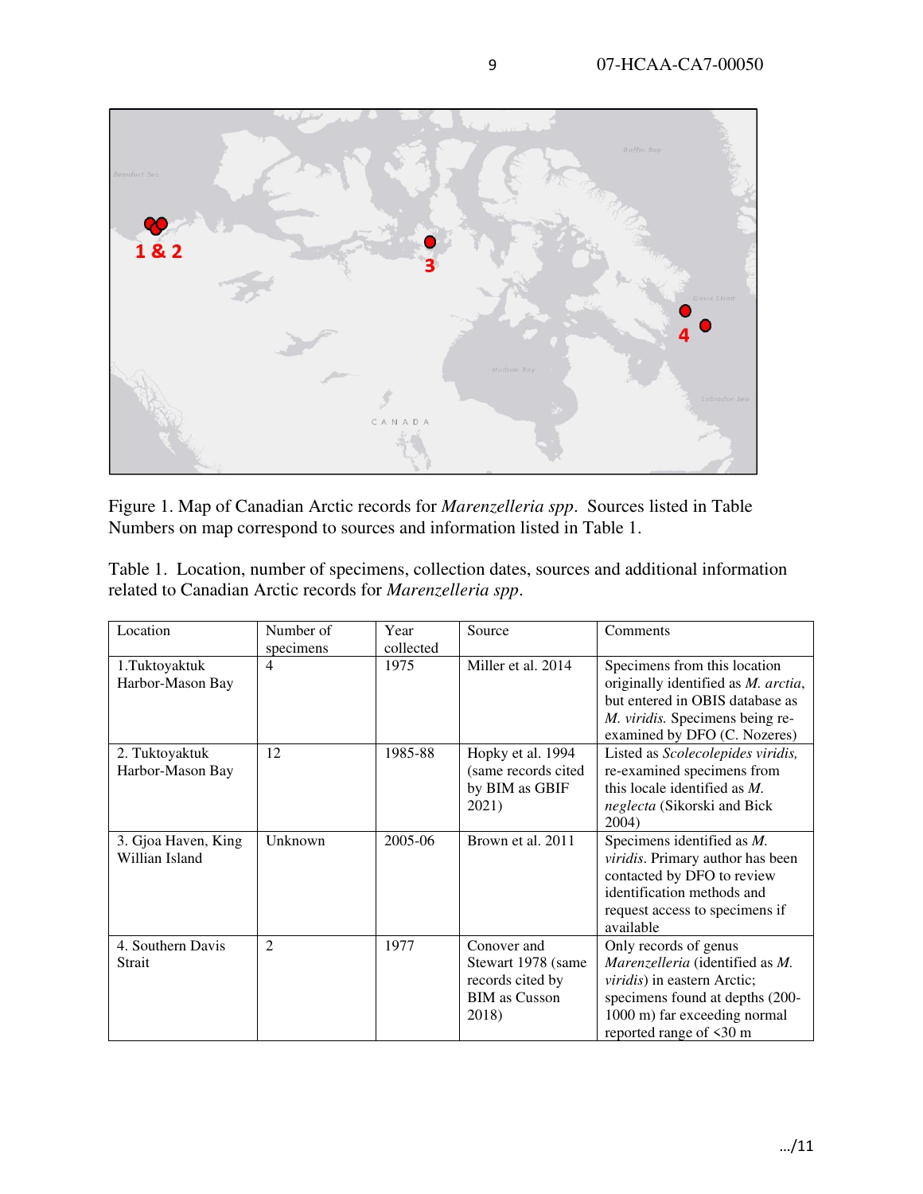Figure 1. Map of Canadian Arctic records for *Marenzelleria spp*. Sources listed in Table Numbers on map correspond to sources and information listed in Table 1.

Table 1. Location, number of specimens, collection dates, sources and additional information related to Canadian Arctic records for *Marenzelleria spp*.

| Location | Number of specimens | Year collected | Source | Comments |
|---|---|---|---|---|
| 1.Tuktoyaktuk Harbor-Mason Bay | 4 | 1975 | Miller et al. 2014 | Specimens from this location originally identified as *M. arctia*, but entered in OBIS database as *M. viridis.* Specimens being re-examined by DFO (C. Nozeres) |
| 2. Tuktoyaktuk Harbor-Mason Bay | 12 | 1985-88 | Hopky et al. 1994 (same records cited by BIM as GBIF 2021) | Listed as *Scolecolepides viridis,* re-examined specimens from this locale identified as *M. neglecta* (Sikorski and Bick 2004) |
| 3. Gjoa Haven, King Willian Island | Unknown | 2005-06 | Brown et al. 2011 | Specimens identified as *M. viridis*. Primary author has been contacted by DFO to review identification methods and request access to specimens if available |
| 4. Southern Davis Strait | 2 | 1977 | Conover and Stewart 1978 (same records cited by BIM as Cusson 2018) | Only records of genus *Marenzelleria* (identified as *M. viridis*) in eastern Arctic; specimens found at depths (200-1000 m) far exceeding normal reported range of <30 m |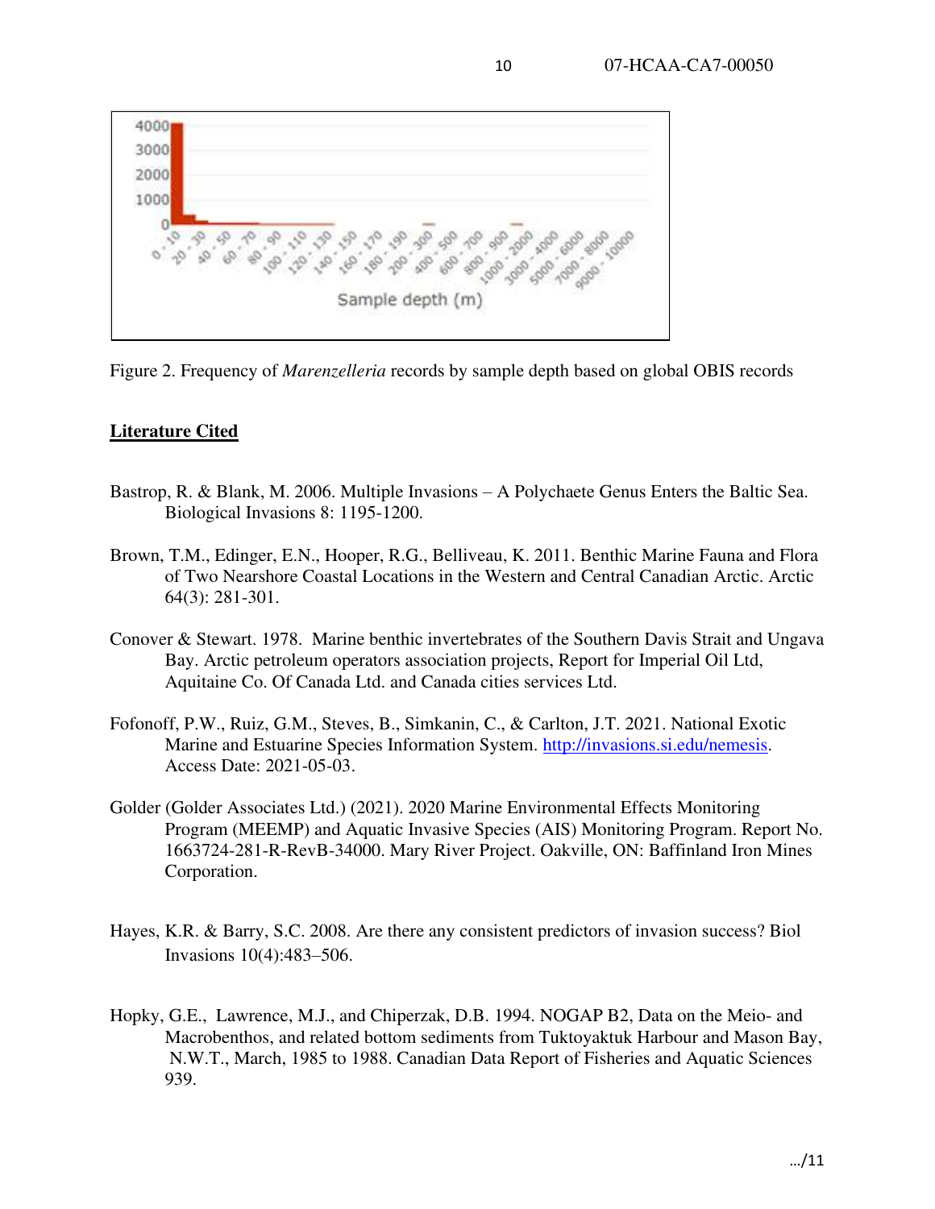Figure 2. Frequency of *Marenzelleria* records by sample depth based on global OBIS records

## **Literature Cited**

Bastrop, R. & Blank, M. 2006. Multiple Invasions – A Polychaete Genus Enters the Baltic Sea. Biological Invasions 8: 1195-1200.

Brown, T.M., Edinger, E.N., Hooper, R.G., Belliveau, K. 2011. Benthic Marine Fauna and Flora of Two Nearshore Coastal Locations in the Western and Central Canadian Arctic. Arctic 64(3): 281-301.

Conover & Stewart. 1978. Marine benthic invertebrates of the Southern Davis Strait and Ungava Bay. Arctic petroleum operators association projects, Report for Imperial Oil Ltd, Aquitaine Co. Of Canada Ltd. and Canada cities services Ltd.

Fofonoff, P.W., Ruiz, G.M., Steves, B., Simkanin, C., & Carlton, J.T. 2021. National Exotic Marine and Estuarine Species Information System. http://invasions.si.edu/nemesis. Access Date: 2021-05-03.

Golder (Golder Associates Ltd.) (2021). 2020 Marine Environmental Effects Monitoring Program (MEEMP) and Aquatic Invasive Species (AIS) Monitoring Program. Report No. 1663724-281-R-RevB-34000. Mary River Project. Oakville, ON: Baffinland Iron Mines Corporation.

Hayes, K.R. & Barry, S.C. 2008. Are there any consistent predictors of invasion success? Biol Invasions 10(4):483–506.

Hopky, G.E., Lawrence, M.J., and Chiperzak, D.B. 1994. NOGAP B2, Data on the Meio- and Macrobenthos, and related bottom sediments from Tuktoyaktuk Harbour and Mason Bay, N.W.T., March, 1985 to 1988. Canadian Data Report of Fisheries and Aquatic Sciences 939.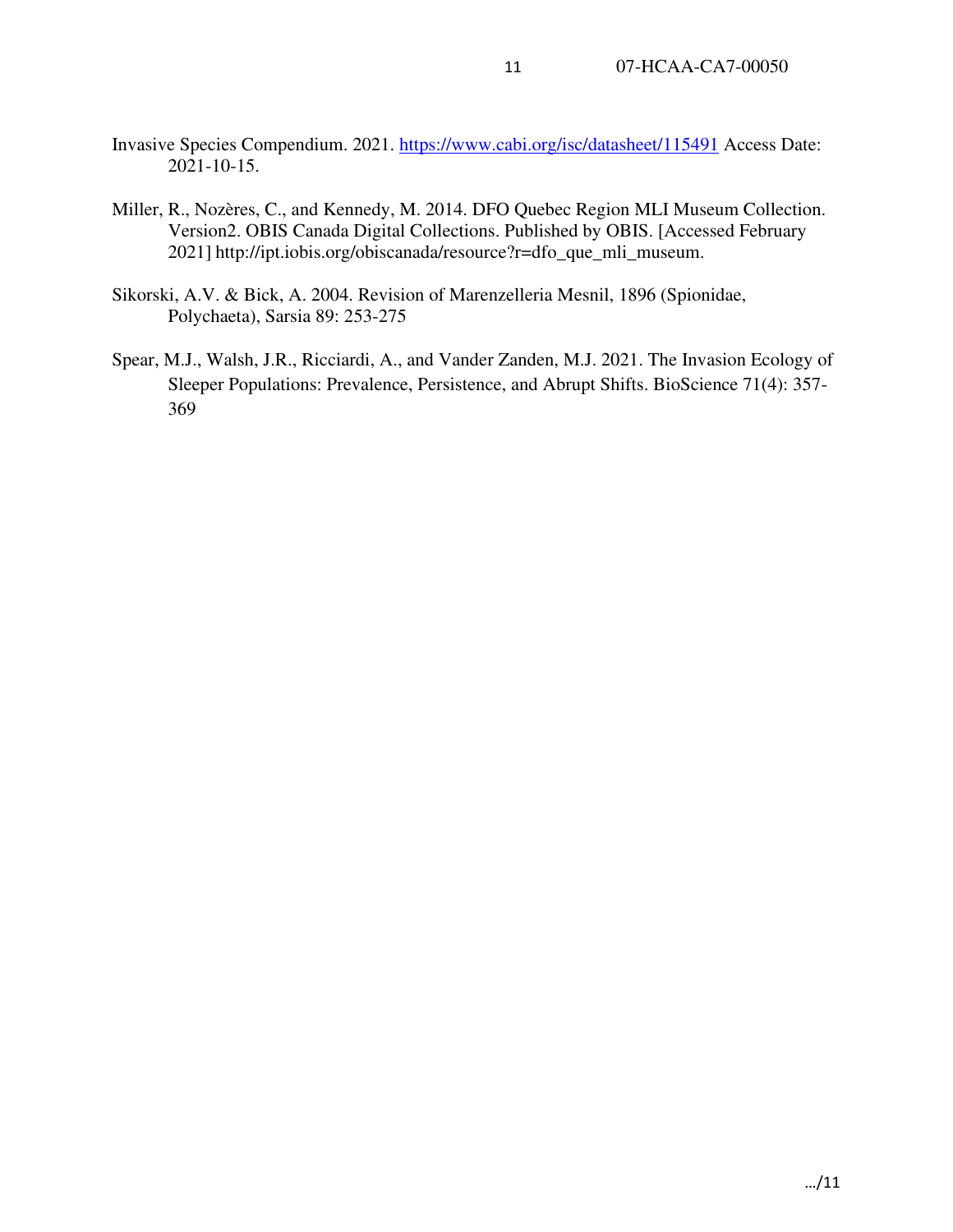Invasive Species Compendium. 2021. https://www.cabi.org/isc/datasheet/115491 Access Date: 2021-10-15.

Miller, R., Nozères, C., and Kennedy, M. 2014. DFO Quebec Region MLI Museum Collection. Version2. OBIS Canada Digital Collections. Published by OBIS. [Accessed February 2021] http://ipt.iobis.org/obiscanada/resource?r=dfo_que_mli_museum.

Sikorski, A.V. & Bick, A. 2004. Revision of Marenzelleria Mesnil, 1896 (Spionidae, Polychaeta), Sarsia 89: 253-275

Spear, M.J., Walsh, J.R., Ricciardi, A., and Vander Zanden, M.J. 2021. The Invasion Ecology of Sleeper Populations: Prevalence, Persistence, and Abrupt Shifts. BioScience 71(4): 357-369